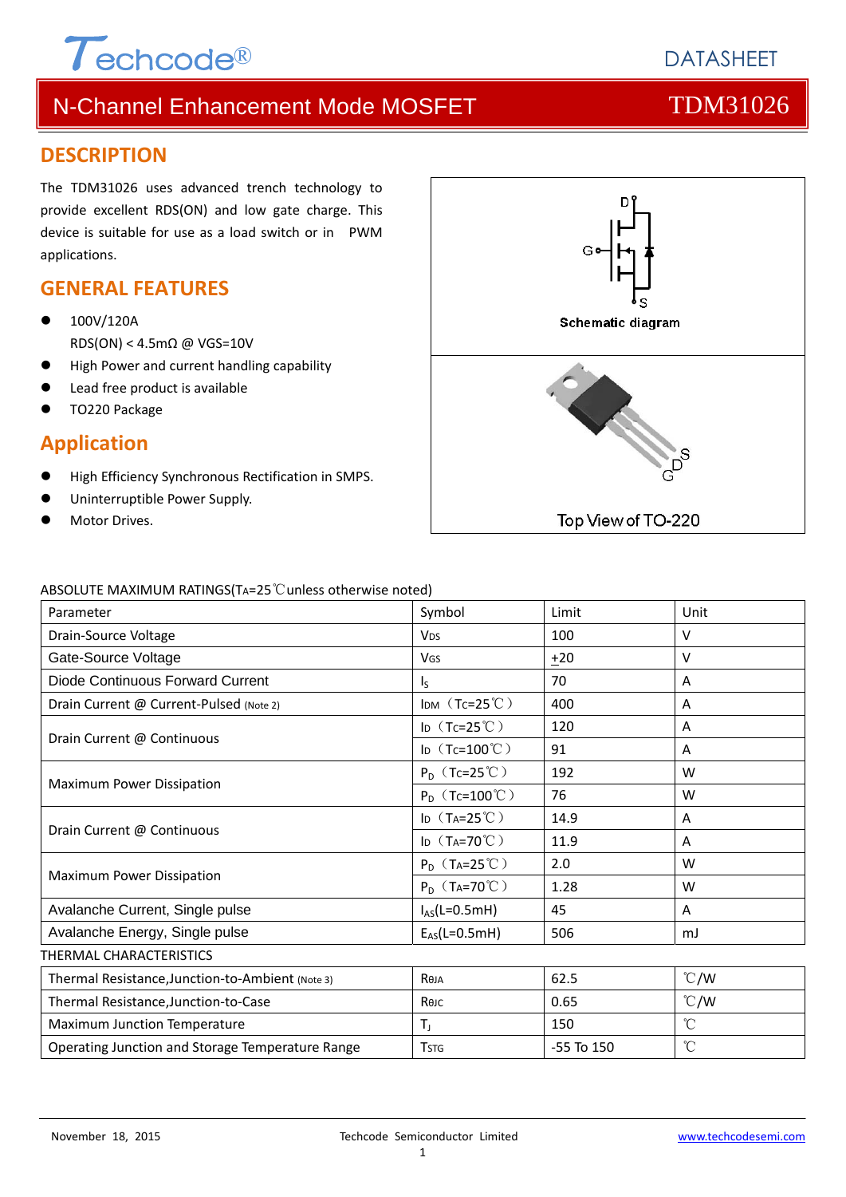# N-Channel Enhancement Mode MOSFET — TDM31026

## DESCRIPTION

The TDM31026 uses advanced trench technology to provide excellent RDS(ON) and low gate charge. This device is suitable for use as a load switch or in PWM applications.

## GENERAL FEATURES

- 100V/120A
  RDS(ON) < 4.5mΩ @ VGS=10V
- High Power and current handling capability
- Lead free product is available
- TO220 Package

## Application

- High Efficiency Synchronous Rectification in SMPS.
- Uninterruptible Power Supply.
- Motor Drives.

Schematic diagram

Top View of TO-220

ABSOLUTE MAXIMUM RATINGS($T_A$=25℃unless otherwise noted)

| Parameter | Symbol | Limit | Unit |
|---|---|---|---|
| Drain-Source Voltage | $V_{DS}$ | 100 | V |
| Gate-Source Voltage | $V_{GS}$ | $\pm$20 | V |
| Diode Continuous Forward Current | $I_S$ | 70 | A |
| Drain Current @ Current-Pulsed (Note 2) | $I_{DM}$ （$T_C$=25℃） | 400 | A |
| Drain Current @ Continuous | $I_D$ （$T_C$=25℃） | 120 | A |
| | $I_D$ （$T_C$=100℃） | 91 | A |
| Maximum Power Dissipation | $P_D$ （$T_C$=25℃） | 192 | W |
| | $P_D$ （$T_C$=100℃） | 76 | W |
| Drain Current @ Continuous | $I_D$ （$T_A$=25℃） | 14.9 | A |
| | $I_D$ （$T_A$=70℃） | 11.9 | A |
| Maximum Power Dissipation | $P_D$ （$T_A$=25℃） | 2.0 | W |
| | $P_D$ （$T_A$=70℃） | 1.28 | W |
| Avalanche Current, Single pulse | $I_{AS}$(L=0.5mH) | 45 | A |
| Avalanche Energy, Single pulse | $E_{AS}$(L=0.5mH) | 506 | mJ |

THERMAL CHARACTERISTICS

| Parameter | Symbol | Limit | Unit |
|---|---|---|---|
| Thermal Resistance,Junction-to-Ambient (Note 3) | $R_{\theta JA}$ | 62.5 | ℃/W |
| Thermal Resistance,Junction-to-Case | $R_{\theta JC}$ | 0.65 | ℃/W |
| Maximum Junction Temperature | $T_J$ | 150 | ℃ |
| Operating Junction and Storage Temperature Range | $T_{STG}$ | -55 To 150 | ℃ |

November 18, 2015 — Techcode Semiconductor Limited — www.techcodesemi.com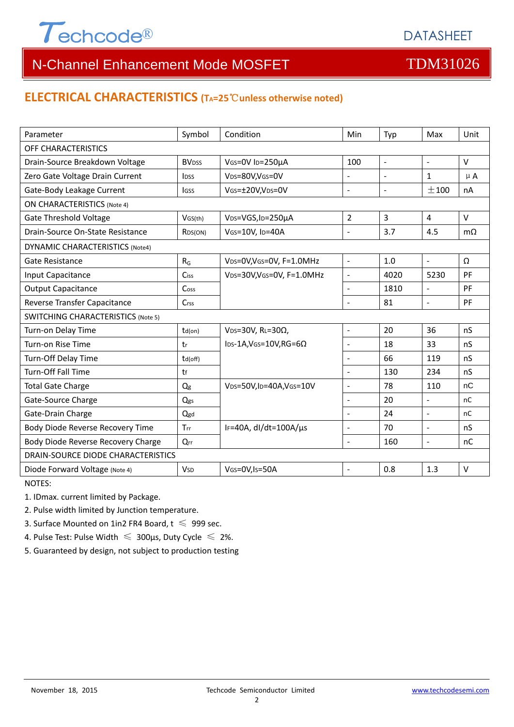## ELECTRICAL CHARACTERISTICS ($T_A$=25℃unless otherwise noted)

| Parameter | Symbol | Condition | Min | Typ | Max | Unit |
|---|---|---|---|---|---|---|
| OFF CHARACTERISTICS | | | | | | |
| Drain-Source Breakdown Voltage | $BV_{DSS}$ | $V_{GS}$=0V $I_D$=250µA | 100 | - | - | V |
| Zero Gate Voltage Drain Current | $I_{DSS}$ | $V_{DS}$=80V,$V_{GS}$=0V | - | - | 1 | µA |
| Gate-Body Leakage Current | $I_{GSS}$ | $V_{GS}$=±20V,$V_{DS}$=0V | - | - | ±100 | nA |
| ON CHARACTERISTICS (Note 4) | | | | | | |
| Gate Threshold Voltage | $V_{GS(th)}$ | $V_{DS}$=VGS,$I_D$=250µA | 2 | 3 | 4 | V |
| Drain-Source On-State Resistance | $R_{DS(ON)}$ | $V_{GS}$=10V, $I_D$=40A | - | 3.7 | 4.5 | mΩ |
| DYNAMIC CHARACTERISTICS (Note4) | | | | | | |
| Gate Resistance | $R_G$ | $V_{DS}$=0V,$V_{GS}$=0V, F=1.0MHz | - | 1.0 | - | Ω |
| Input Capacitance | $C_{iss}$ | $V_{DS}$=30V,$V_{GS}$=0V, F=1.0MHz | - | 4020 | 5230 | PF |
| Output Capacitance | $C_{oss}$ | | - | 1810 | - | PF |
| Reverse Transfer Capacitance | $C_{rss}$ | | - | 81 | - | PF |
| SWITCHING CHARACTERISTICS (Note 5) | | | | | | |
| Turn-on Delay Time | $t_{d(on)}$ | $V_{DS}$=30V, $R_L$=30Ω, $I_{DS}$-1A,$V_{GS}$=10V,RG=6Ω | - | 20 | 36 | nS |
| Turn-on Rise Time | $t_r$ | | - | 18 | 33 | nS |
| Turn-Off Delay Time | $t_{d(off)}$ | | - | 66 | 119 | nS |
| Turn-Off Fall Time | $t_f$ | | - | 130 | 234 | nS |
| Total Gate Charge | $Q_g$ | $V_{DS}$=50V,$I_D$=40A,$V_{GS}$=10V | - | 78 | 110 | nC |
| Gate-Source Charge | $Q_{gs}$ | | - | 20 | - | nC |
| Gate-Drain Charge | $Q_{gd}$ | | - | 24 | - | nC |
| Body Diode Reverse Recovery Time | $T_{rr}$ | $I_F$=40A, dI/dt=100A/µs | - | 70 | - | nS |
| Body Diode Reverse Recovery Charge | $Q_{rr}$ | | - | 160 | - | nC |
| DRAIN-SOURCE DIODE CHARACTERISTICS | | | | | | |
| Diode Forward Voltage (Note 4) | $V_{SD}$ | $V_{GS}$=0V,$I_S$=50A | - | 0.8 | 1.3 | V |

NOTES:

1. IDmax. current limited by Package.
2. Pulse width limited by Junction temperature.
3. Surface Mounted on 1in2 FR4 Board, t ≤ 999 sec.
4. Pulse Test: Pulse Width ≤ 300µs, Duty Cycle ≤ 2%.
5. Guaranteed by design, not subject to production testing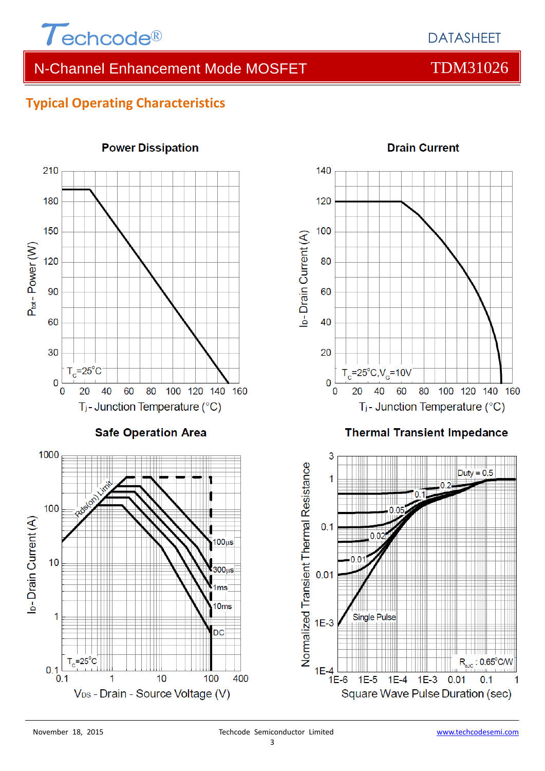## Typical Operating Characteristics

### Power Dissipation

$P_{tot}$ - Power (W)

$T_C$=25°C

$T_j$ - Junction Temperature (°C)

### Drain Current

$I_D$ - Drain Current (A)

$T_C$=25°C, $V_G$=10V

$T_j$ - Junction Temperature (°C)

### Safe Operation Area

$I_D$ - Drain Current (A)

Rds(on) Limit

100μs, 300μs, 1ms, 10ms, DC

$T_C$=25°C

$V_{DS}$ - Drain - Source Voltage (V)

### Thermal Transient Impedance

Normalized Transient Thermal Resistance

Duty = 0.5, 0.2, 0.1, 0.05, 0.02, 0.01, Single Pulse

$R_{\theta JC}$ : 0.65°C/W

Square Wave Pulse Duration (sec)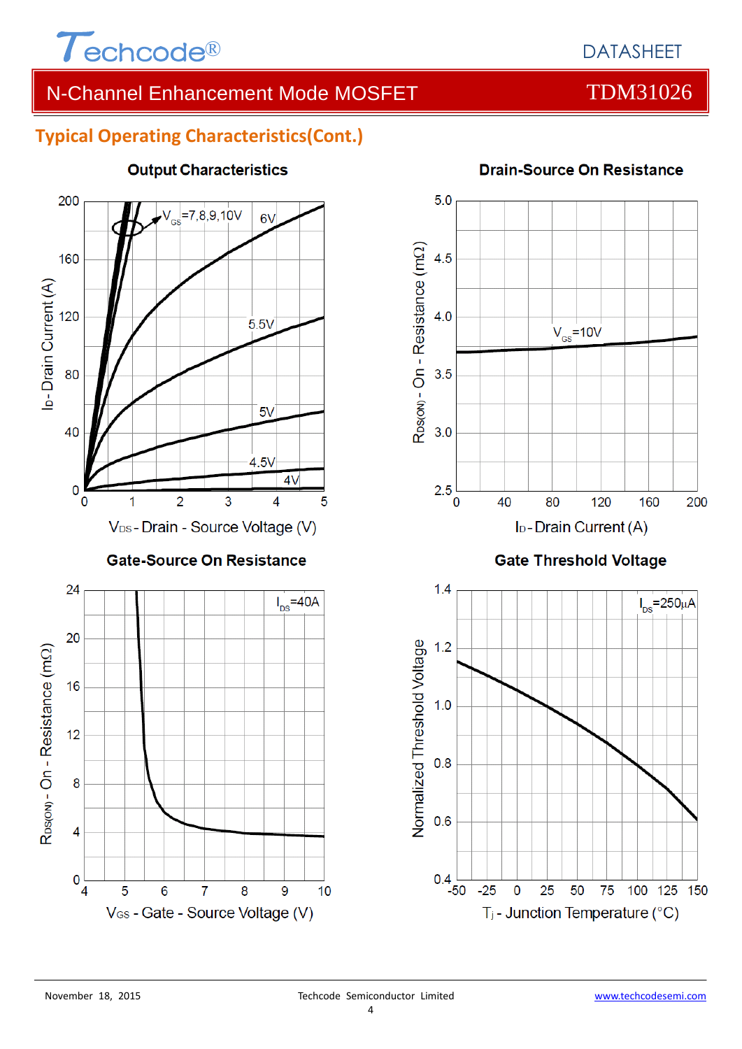## Typical Operating Characteristics(Cont.)

**Output Characteristics**

$V_{GS}$=7,8,9,10V

6V

5.5V

5V

4.5V

4V

$I_D$ - Drain Current (A)

$V_{DS}$ - Drain - Source Voltage (V)

**Drain-Source On Resistance**

$V_{GS}$=10V

$R_{DS(ON)}$ - On - Resistance (mΩ)

$I_D$ - Drain Current (A)

**Gate-Source On Resistance**

$I_{DS}$=40A

$R_{DS(ON)}$ - On - Resistance (mΩ)

$V_{GS}$ - Gate - Source Voltage (V)

**Gate Threshold Voltage**

$I_{DS}$=250μA

Normalized Threshold Voltage

$T_j$ - Junction Temperature (°C)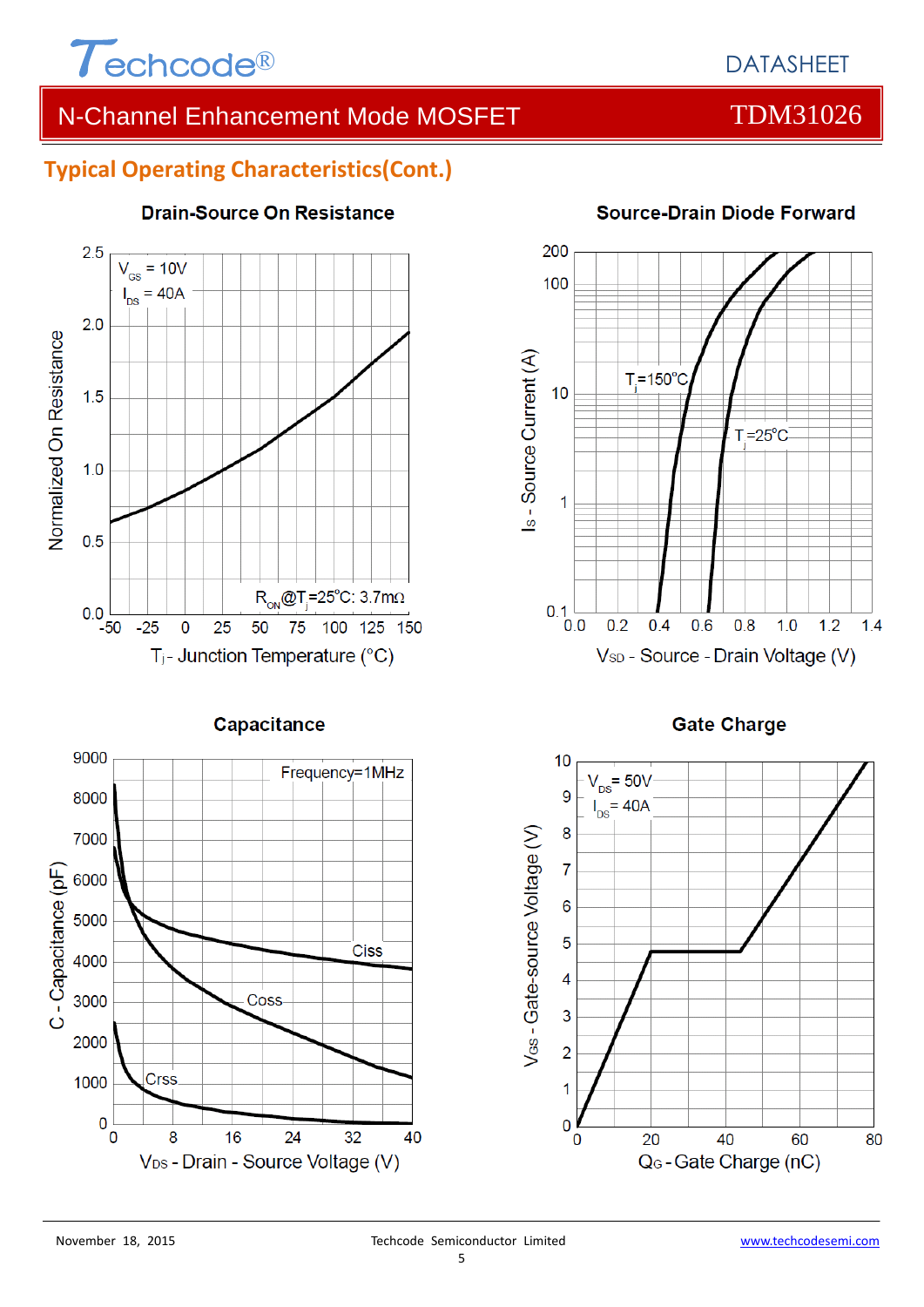## Typical Operating Characteristics(Cont.)

**Drain-Source On Resistance**

$V_{GS}$ = 10V
$I_{DS}$ = 40A

$R_{ON}$@$T_j$=25°C: 3.7mΩ

Normalized On Resistance

$T_j$ - Junction Temperature (°C)

**Source-Drain Diode Forward**

$T_j$=150°C

$T_j$=25°C

$I_S$ - Source Current (A)

$V_{SD}$ - Source - Drain Voltage (V)

**Capacitance**

Frequency=1MHz

Ciss

Coss

Crss

C - Capacitance (pF)

$V_{DS}$ - Drain - Source Voltage (V)

**Gate Charge**

$V_{DS}$= 50V
$I_{DS}$= 40A

$V_{GS}$ - Gate-source Voltage (V)

$Q_G$ - Gate Charge (nC)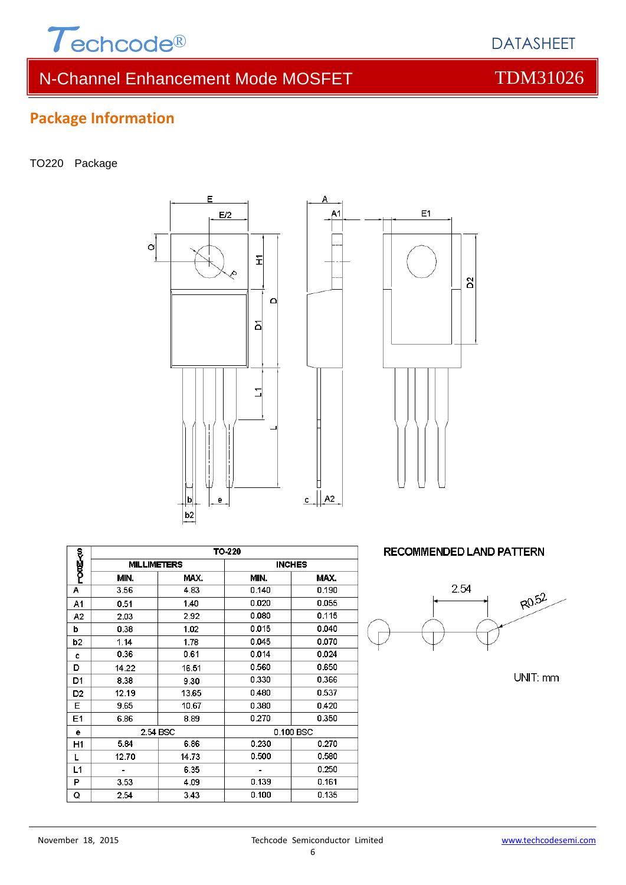## Package Information

TO220 Package

| SYMBOL | TO-220 | | | |
|---|---|---|---|---|
| | MILLIMETERS | | INCHES | |
| | MIN. | MAX. | MIN. | MAX. |
| A | 3.56 | 4.83 | 0.140 | 0.190 |
| A1 | 0.51 | 1.40 | 0.020 | 0.055 |
| A2 | 2.03 | 2.92 | 0.080 | 0.115 |
| b | 0.38 | 1.02 | 0.015 | 0.040 |
| b2 | 1.14 | 1.78 | 0.045 | 0.070 |
| c | 0.36 | 0.61 | 0.014 | 0.024 |
| D | 14.22 | 16.51 | 0.560 | 0.650 |
| D1 | 8.38 | 9.30 | 0.330 | 0.366 |
| D2 | 12.19 | 13.65 | 0.480 | 0.537 |
| E | 9.65 | 10.67 | 0.380 | 0.420 |
| E1 | 6.86 | 8.89 | 0.270 | 0.350 |
| e | 2.54 BSC | | 0.100 BSC | |
| H1 | 5.84 | 6.86 | 0.230 | 0.270 |
| L | 12.70 | 14.73 | 0.500 | 0.580 |
| L1 | - | 6.35 | - | 0.250 |
| P | 3.53 | 4.09 | 0.139 | 0.161 |
| Q | 2.54 | 3.43 | 0.100 | 0.135 |

RECOMMENDED LAND PATTERN

2.54

R0.52

UNIT: mm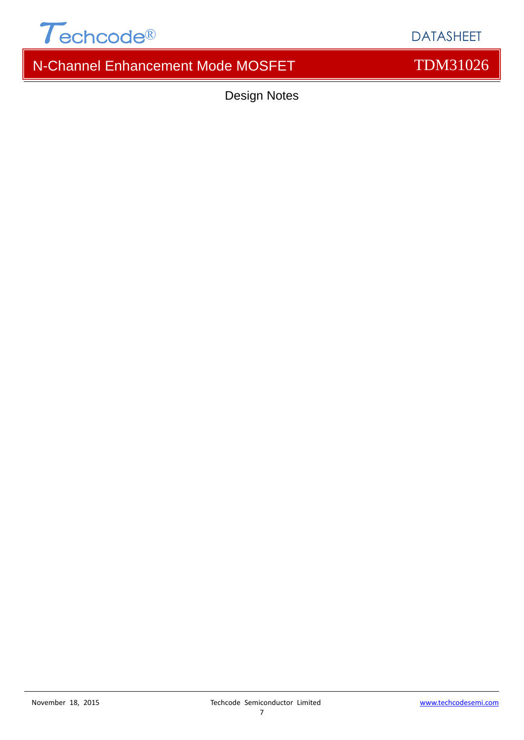Design Notes